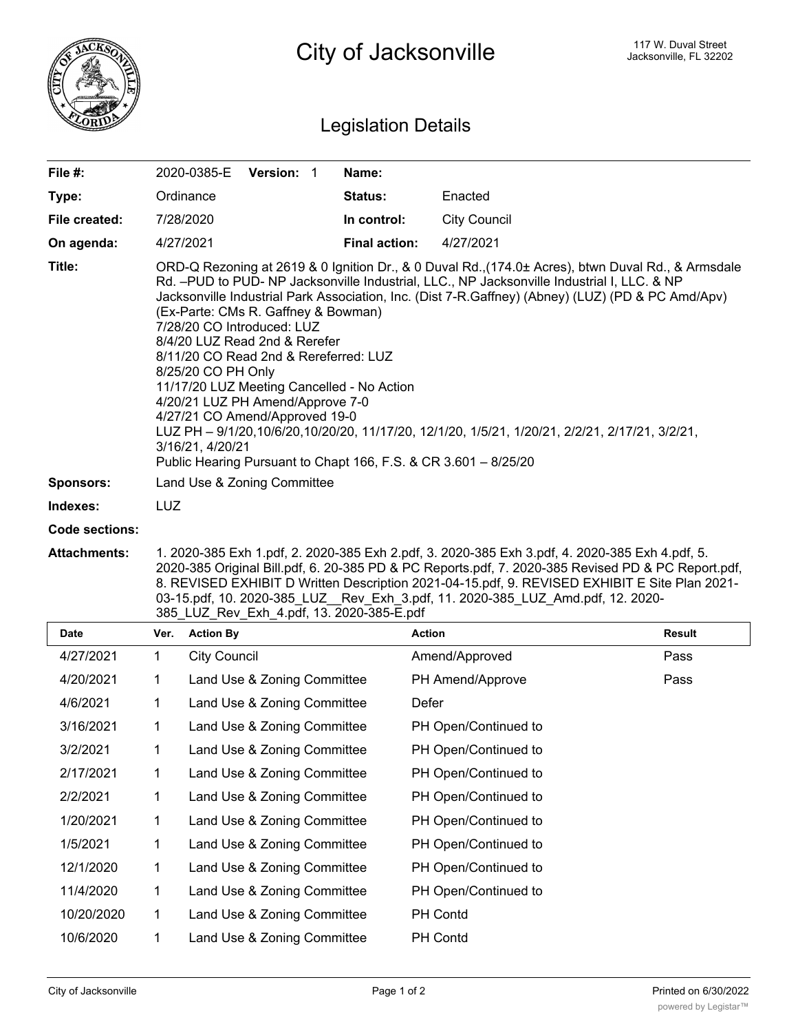# City of Jacksonville

117 W. Duval Street
Jacksonville, FL 32202

## Legislation Details

| | | | |
|---|---|---|---|
| **File #:** | 2020-0385-E **Version:** 1 | **Name:** | |
| **Type:** | Ordinance | **Status:** | Enacted |
| **File created:** | 7/28/2020 | **In control:** | City Council |
| **On agenda:** | 4/27/2021 | **Final action:** | 4/27/2021 |

**Title:** ORD-Q Rezoning at 2619 & 0 Ignition Dr., & 0 Duval Rd.,(174.0± Acres), btwn Duval Rd., & Armsdale Rd. –PUD to PUD- NP Jacksonville Industrial, LLC., NP Jacksonville Industrial I, LLC. & NP Jacksonville Industrial Park Association, Inc. (Dist 7-R.Gaffney) (Abney) (LUZ) (PD & PC Amd/Apv) (Ex-Parte: CMs R. Gaffney & Bowman)
7/28/20 CO Introduced: LUZ
8/4/20 LUZ Read 2nd & Rerefer
8/11/20 CO Read 2nd & Rereferred: LUZ
8/25/20 CO PH Only
11/17/20 LUZ Meeting Cancelled - No Action
4/20/21 LUZ PH Amend/Approve 7-0
4/27/21 CO Amend/Approved 19-0
LUZ PH – 9/1/20,10/6/20,10/20/20, 11/17/20, 12/1/20, 1/5/21, 1/20/21, 2/2/21, 2/17/21, 3/2/21, 3/16/21, 4/20/21
Public Hearing Pursuant to Chapt 166, F.S. & CR 3.601 – 8/25/20

**Sponsors:** Land Use & Zoning Committee

**Indexes:** LUZ

**Code sections:**

**Attachments:** 1. 2020-385 Exh 1.pdf, 2. 2020-385 Exh 2.pdf, 3. 2020-385 Exh 3.pdf, 4. 2020-385 Exh 4.pdf, 5. 2020-385 Original Bill.pdf, 6. 20-385 PD & PC Reports.pdf, 7. 2020-385 Revised PD & PC Report.pdf, 8. REVISED EXHIBIT D Written Description 2021-04-15.pdf, 9. REVISED EXHIBIT E Site Plan 2021-03-15.pdf, 10. 2020-385_LUZ__Rev_Exh_3.pdf, 11. 2020-385_LUZ_Amd.pdf, 12. 2020-385_LUZ_Rev_Exh_4.pdf, 13. 2020-385-E.pdf

| Date | Ver. | Action By | Action | Result |
|---|---|---|---|---|
| 4/27/2021 | 1 | City Council | Amend/Approved | Pass |
| 4/20/2021 | 1 | Land Use & Zoning Committee | PH Amend/Approve | Pass |
| 4/6/2021 | 1 | Land Use & Zoning Committee | Defer | |
| 3/16/2021 | 1 | Land Use & Zoning Committee | PH Open/Continued to | |
| 3/2/2021 | 1 | Land Use & Zoning Committee | PH Open/Continued to | |
| 2/17/2021 | 1 | Land Use & Zoning Committee | PH Open/Continued to | |
| 2/2/2021 | 1 | Land Use & Zoning Committee | PH Open/Continued to | |
| 1/20/2021 | 1 | Land Use & Zoning Committee | PH Open/Continued to | |
| 1/5/2021 | 1 | Land Use & Zoning Committee | PH Open/Continued to | |
| 12/1/2020 | 1 | Land Use & Zoning Committee | PH Open/Continued to | |
| 11/4/2020 | 1 | Land Use & Zoning Committee | PH Open/Continued to | |
| 10/20/2020 | 1 | Land Use & Zoning Committee | PH Contd | |
| 10/6/2020 | 1 | Land Use & Zoning Committee | PH Contd | |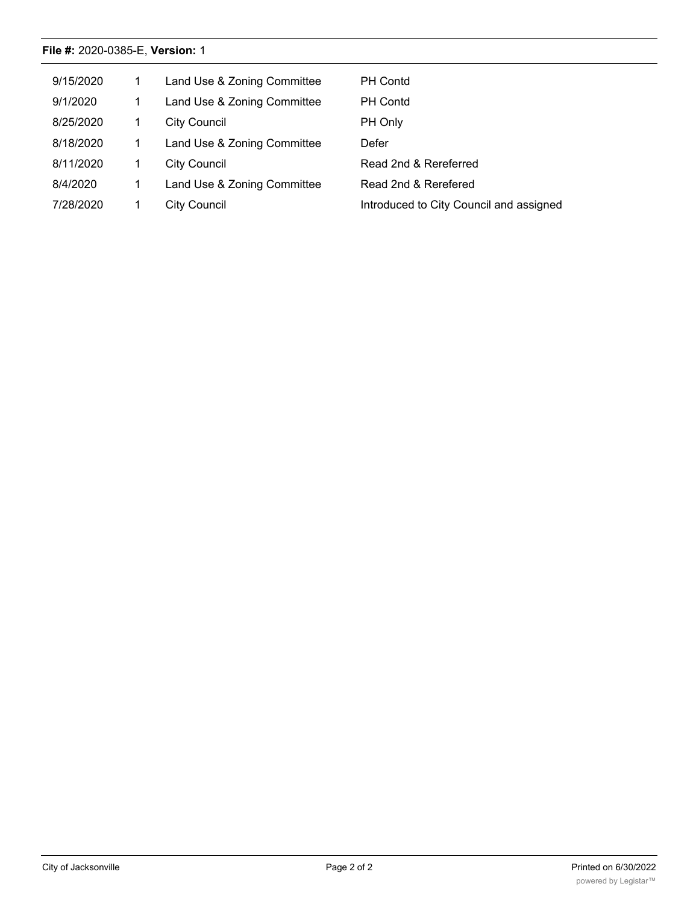**File #:** 2020-0385-E, **Version:** 1

| | | | |
|---|---|---|---|
| 9/15/2020 | 1 | Land Use & Zoning Committee | PH Contd |
| 9/1/2020 | 1 | Land Use & Zoning Committee | PH Contd |
| 8/25/2020 | 1 | City Council | PH Only |
| 8/18/2020 | 1 | Land Use & Zoning Committee | Defer |
| 8/11/2020 | 1 | City Council | Read 2nd & Rereferred |
| 8/4/2020 | 1 | Land Use & Zoning Committee | Read 2nd & Rerefered |
| 7/28/2020 | 1 | City Council | Introduced to City Council and assigned |